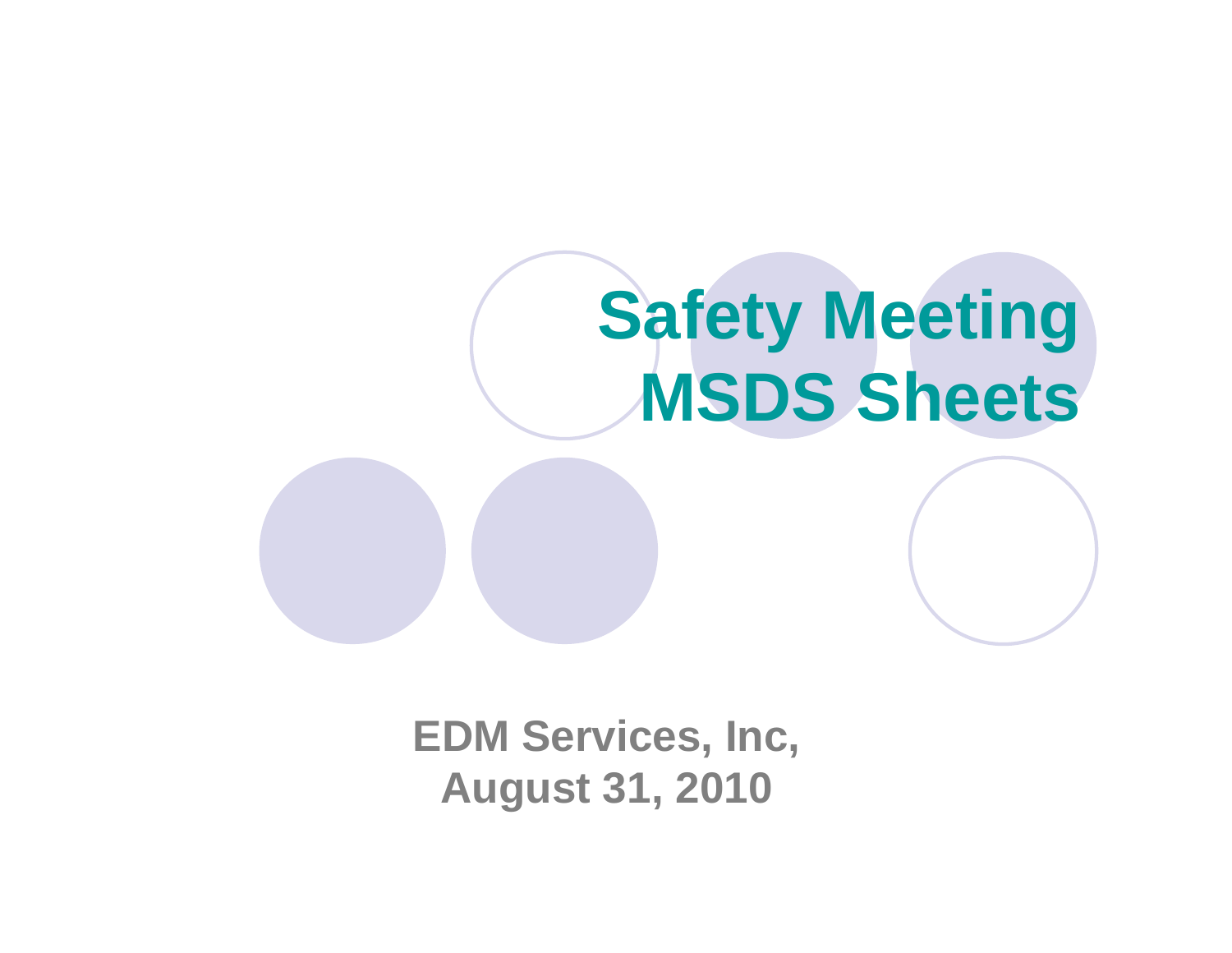# Safety Meeting
# MSDS Sheets

**EDM Services, Inc,**
**August 31, 2010**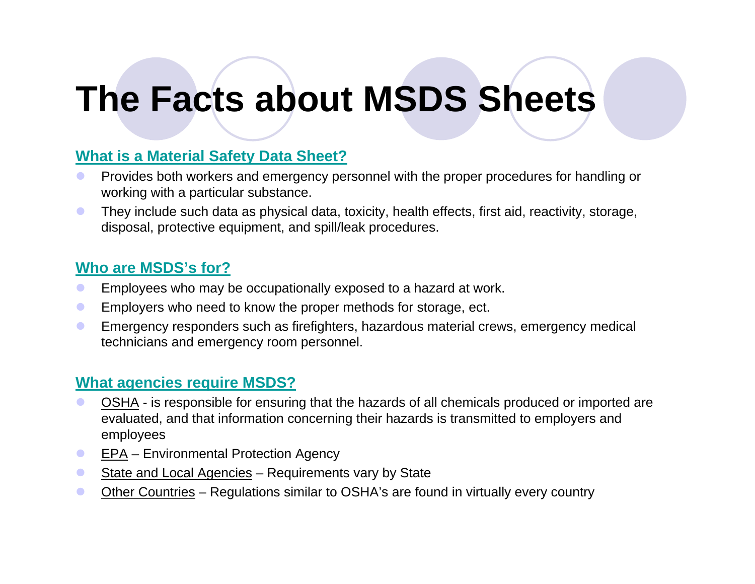# The Facts about MSDS Sheets

## What is a Material Safety Data Sheet?

- Provides both workers and emergency personnel with the proper procedures for handling or working with a particular substance.
- They include such data as physical data, toxicity, health effects, first aid, reactivity, storage, disposal, protective equipment, and spill/leak procedures.

## Who are MSDS's for?

- Employees who may be occupationally exposed to a hazard at work.
- Employers who need to know the proper methods for storage, ect.
- Emergency responders such as firefighters, hazardous material crews, emergency medical technicians and emergency room personnel.

## What agencies require MSDS?

- OSHA - is responsible for ensuring that the hazards of all chemicals produced or imported are evaluated, and that information concerning their hazards is transmitted to employers and employees
- EPA – Environmental Protection Agency
- State and Local Agencies – Requirements vary by State
- Other Countries – Regulations similar to OSHA's are found in virtually every country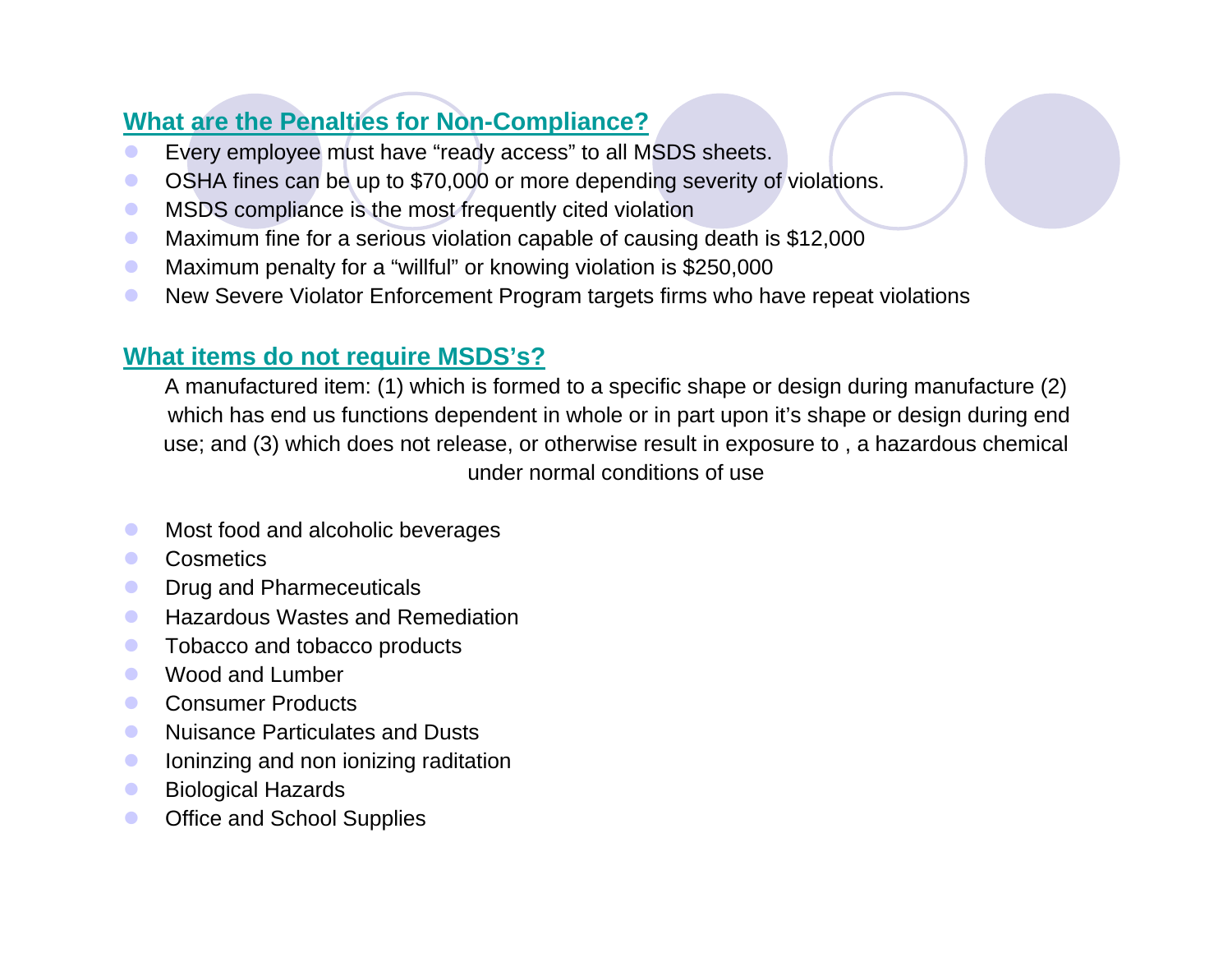## What are the Penalties for Non-Compliance?

- Every employee must have “ready access” to all MSDS sheets.
- OSHA fines can be up to $70,000 or more depending severity of violations.
- MSDS compliance is the most frequently cited violation
- Maximum fine for a serious violation capable of causing death is $12,000
- Maximum penalty for a “willful” or knowing violation is $250,000
- New Severe Violator Enforcement Program targets firms who have repeat violations

## What items do not require MSDS’s?

A manufactured item: (1) which is formed to a specific shape or design during manufacture (2) which has end us functions dependent in whole or in part upon it’s shape or design during end use; and (3) which does not release, or otherwise result in exposure to , a hazardous chemical under normal conditions of use

- Most food and alcoholic beverages
- Cosmetics
- Drug and Pharmeceuticals
- Hazardous Wastes and Remediation
- Tobacco and tobacco products
- Wood and Lumber
- Consumer Products
- Nuisance Particulates and Dusts
- Ioninzing and non ionizing raditation
- Biological Hazards
- Office and School Supplies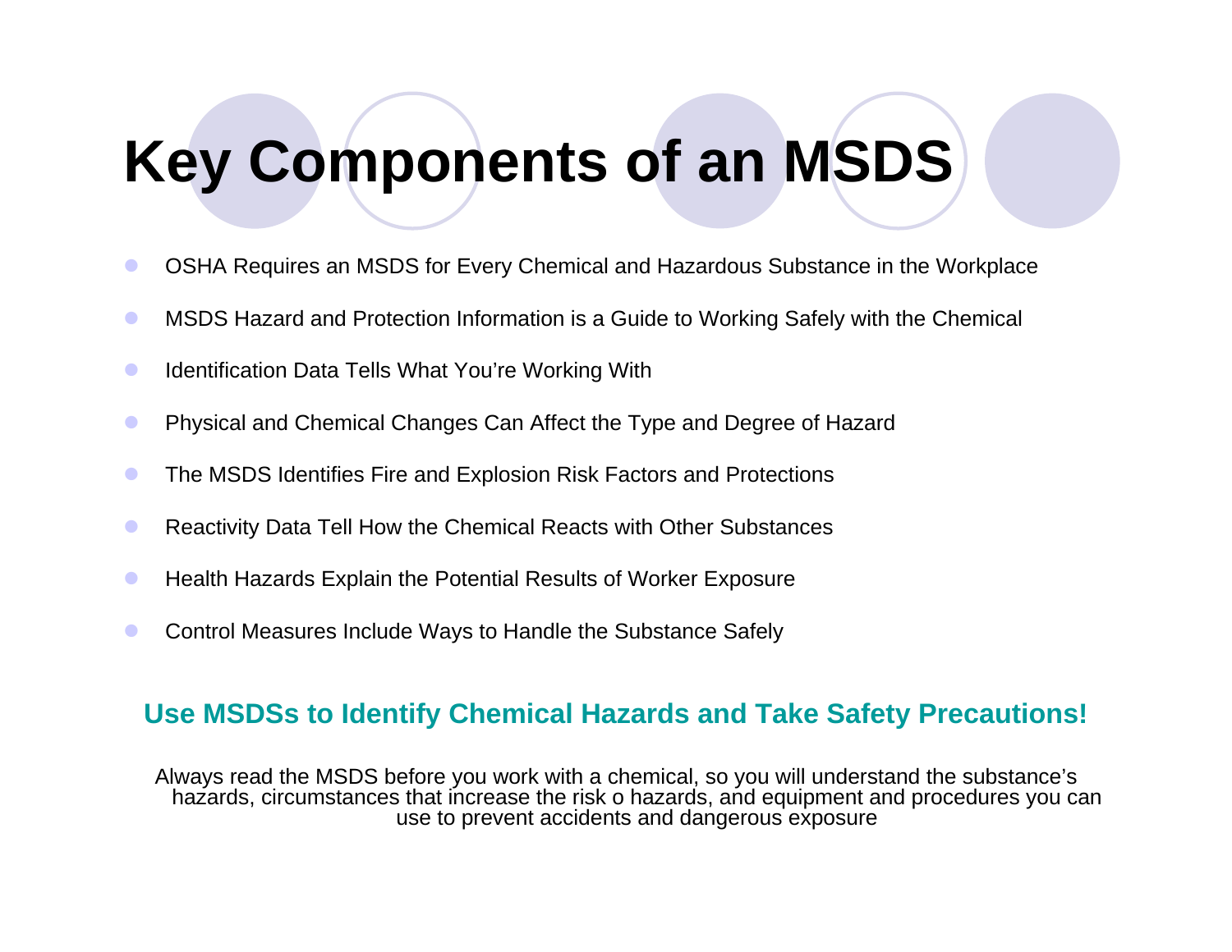# Key Components of an MSDS

- OSHA Requires an MSDS for Every Chemical and Hazardous Substance in the Workplace
- MSDS Hazard and Protection Information is a Guide to Working Safely with the Chemical
- Identification Data Tells What You're Working With
- Physical and Chemical Changes Can Affect the Type and Degree of Hazard
- The MSDS Identifies Fire and Explosion Risk Factors and Protections
- Reactivity Data Tell How the Chemical Reacts with Other Substances
- Health Hazards Explain the Potential Results of Worker Exposure
- Control Measures Include Ways to Handle the Substance Safely

**Use MSDSs to Identify Chemical Hazards and Take Safety Precautions!**

Always read the MSDS before you work with a chemical, so you will understand the substance's hazards, circumstances that increase the risk o hazards, and equipment and procedures you can use to prevent accidents and dangerous exposure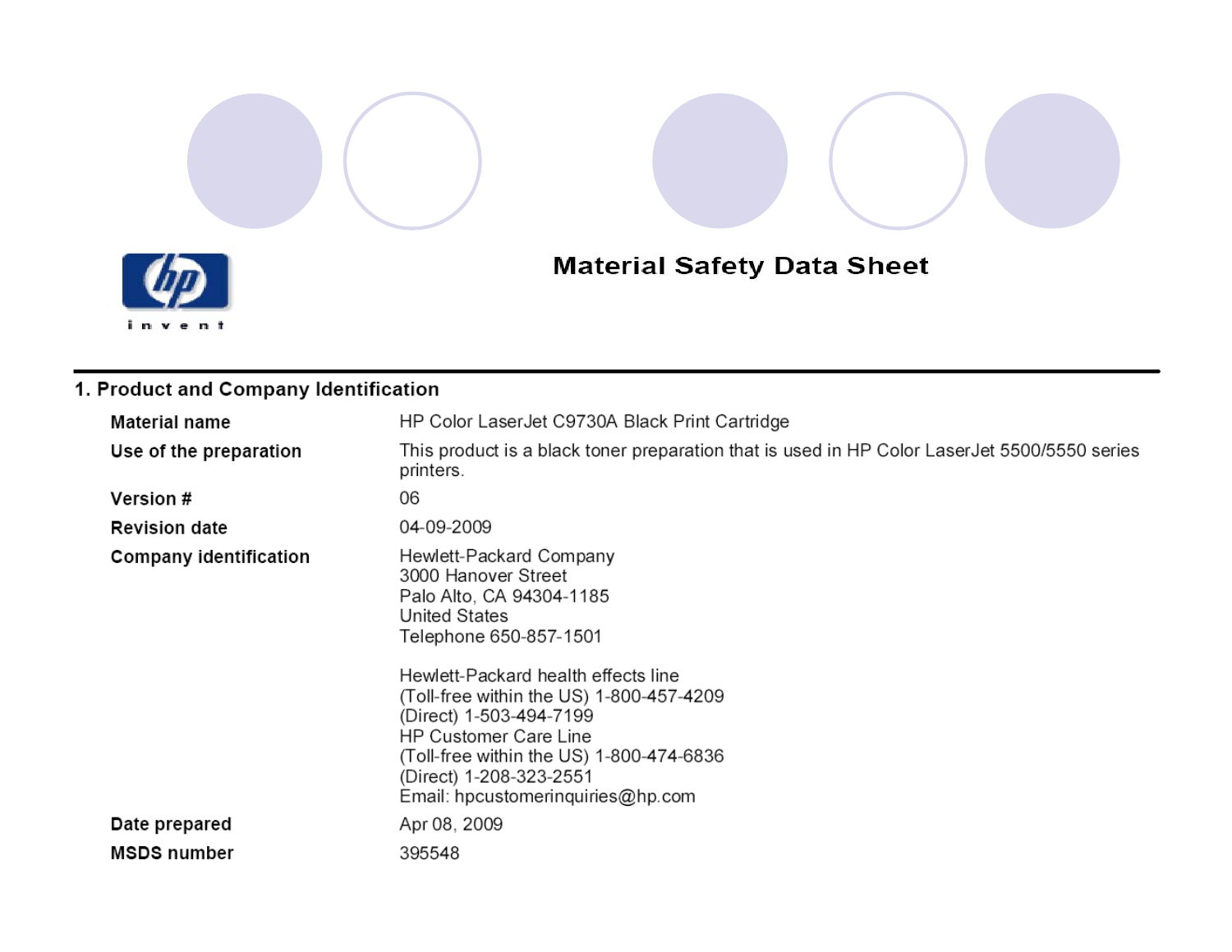# Material Safety Data Sheet

## 1. Product and Company Identification

| | |
|---|---|
| **Material name** | HP Color LaserJet C9730A Black Print Cartridge |
| **Use of the preparation** | This product is a black toner preparation that is used in HP Color LaserJet 5500/5550 series printers. |
| **Version #** | 06 |
| **Revision date** | 04-09-2009 |
| **Company identification** | Hewlett-Packard Company<br>3000 Hanover Street<br>Palo Alto, CA 94304-1185<br>United States<br>Telephone 650-857-1501<br><br>Hewlett-Packard health effects line<br>(Toll-free within the US) 1-800-457-4209<br>(Direct) 1-503-494-7199<br>HP Customer Care Line<br>(Toll-free within the US) 1-800-474-6836<br>(Direct) 1-208-323-2551<br>Email: hpcustomerinquiries@hp.com |
| **Date prepared** | Apr 08, 2009 |
| **MSDS number** | 395548 |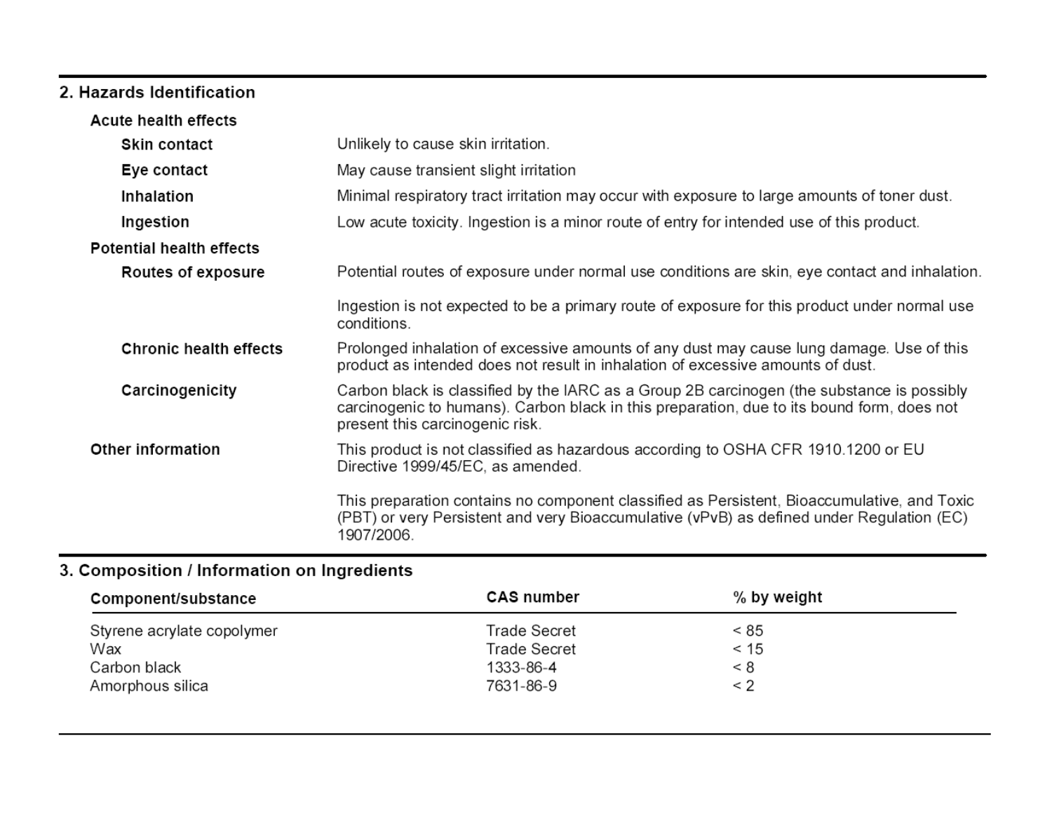## 2. Hazards Identification

### Acute health effects

**Skin contact**
Unlikely to cause skin irritation.

**Eye contact**
May cause transient slight irritation

**Inhalation**
Minimal respiratory tract irritation may occur with exposure to large amounts of toner dust.

**Ingestion**
Low acute toxicity. Ingestion is a minor route of entry for intended use of this product.

### Potential health effects

**Routes of exposure**
Potential routes of exposure under normal use conditions are skin, eye contact and inhalation.

Ingestion is not expected to be a primary route of exposure for this product under normal use conditions.

**Chronic health effects**
Prolonged inhalation of excessive amounts of any dust may cause lung damage. Use of this product as intended does not result in inhalation of excessive amounts of dust.

**Carcinogenicity**
Carbon black is classified by the IARC as a Group 2B carcinogen (the substance is possibly carcinogenic to humans). Carbon black in this preparation, due to its bound form, does not present this carcinogenic risk.

### Other information

This product is not classified as hazardous according to OSHA CFR 1910.1200 or EU Directive 1999/45/EC, as amended.

This preparation contains no component classified as Persistent, Bioaccumulative, and Toxic (PBT) or very Persistent and very Bioaccumulative (vPvB) as defined under Regulation (EC) 1907/2006.

## 3. Composition / Information on Ingredients

| Component/substance | CAS number | % by weight |
|---|---|---|
| Styrene acrylate copolymer | Trade Secret | < 85 |
| Wax | Trade Secret | < 15 |
| Carbon black | 1333-86-4 | < 8 |
| Amorphous silica | 7631-86-9 | < 2 |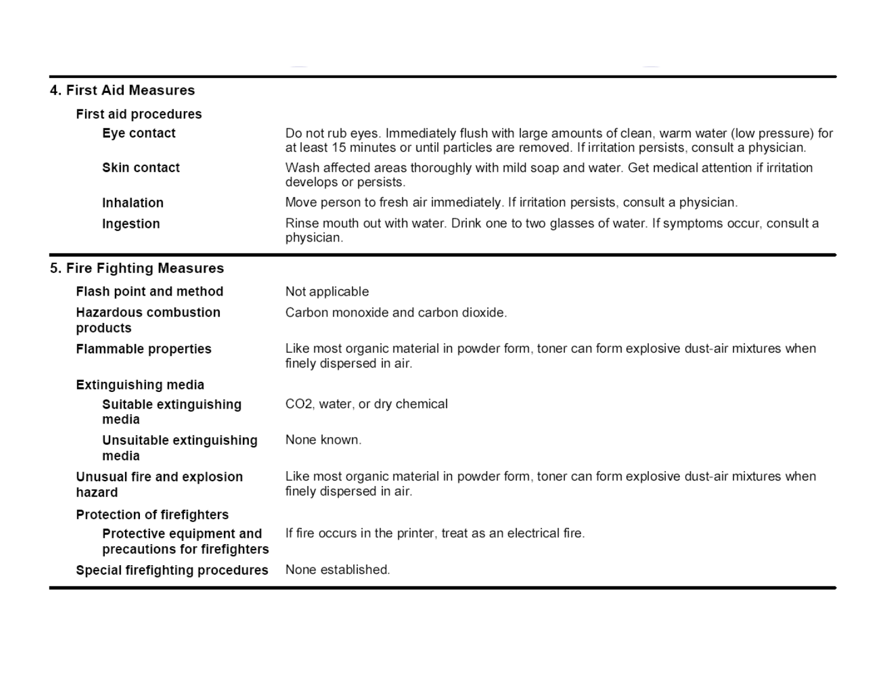## 4. First Aid Measures

### First aid procedures

**Eye contact**
Do not rub eyes. Immediately flush with large amounts of clean, warm water (low pressure) for at least 15 minutes or until particles are removed. If irritation persists, consult a physician.

**Skin contact**
Wash affected areas thoroughly with mild soap and water. Get medical attention if irritation develops or persists.

**Inhalation**
Move person to fresh air immediately. If irritation persists, consult a physician.

**Ingestion**
Rinse mouth out with water. Drink one to two glasses of water. If symptoms occur, consult a physician.

## 5. Fire Fighting Measures

**Flash point and method**
Not applicable

**Hazardous combustion products**
Carbon monoxide and carbon dioxide.

**Flammable properties**
Like most organic material in powder form, toner can form explosive dust-air mixtures when finely dispersed in air.

### Extinguishing media

**Suitable extinguishing media**
$CO_2$, water, or dry chemical

**Unsuitable extinguishing media**
None known.

**Unusual fire and explosion hazard**
Like most organic material in powder form, toner can form explosive dust-air mixtures when finely dispersed in air.

### Protection of firefighters

**Protective equipment and precautions for firefighters**
If fire occurs in the printer, treat as an electrical fire.

**Special firefighting procedures**
None established.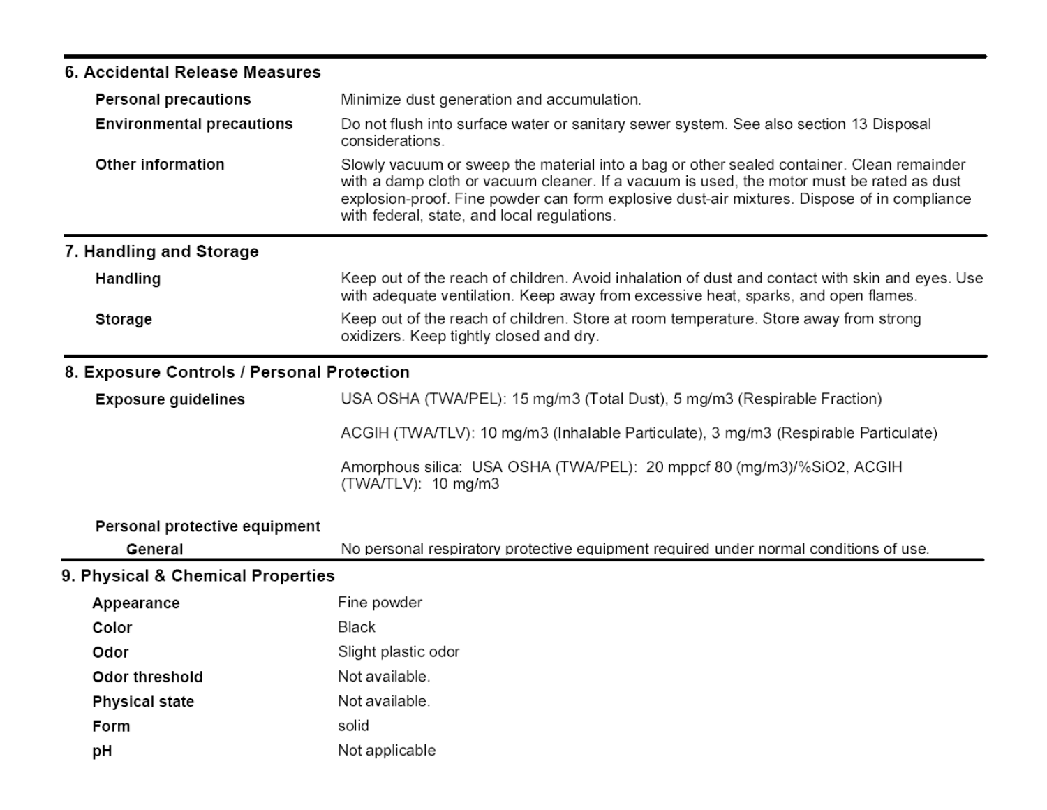## 6. Accidental Release Measures

**Personal precautions**
Minimize dust generation and accumulation.

**Environmental precautions**
Do not flush into surface water or sanitary sewer system. See also section 13 Disposal considerations.

**Other information**
Slowly vacuum or sweep the material into a bag or other sealed container. Clean remainder with a damp cloth or vacuum cleaner. If a vacuum is used, the motor must be rated as dust explosion-proof. Fine powder can form explosive dust-air mixtures. Dispose of in compliance with federal, state, and local regulations.

## 7. Handling and Storage

**Handling**
Keep out of the reach of children. Avoid inhalation of dust and contact with skin and eyes. Use with adequate ventilation. Keep away from excessive heat, sparks, and open flames.

**Storage**
Keep out of the reach of children. Store at room temperature. Store away from strong oxidizers. Keep tightly closed and dry.

## 8. Exposure Controls / Personal Protection

**Exposure guidelines**
USA OSHA (TWA/PEL): 15 mg/m3 (Total Dust), 5 mg/m3 (Respirable Fraction)

ACGIH (TWA/TLV): 10 mg/m3 (Inhalable Particulate), 3 mg/m3 (Respirable Particulate)

Amorphous silica: USA OSHA (TWA/PEL): 20 mppcf 80 (mg/m3)/%$SiO_2$, ACGIH (TWA/TLV): 10 mg/m3

**Personal protective equipment**

**General**
No personal respiratory protective equipment required under normal conditions of use.

## 9. Physical & Chemical Properties

| Property | Value |
|---|---|
| **Appearance** | Fine powder |
| **Color** | Black |
| **Odor** | Slight plastic odor |
| **Odor threshold** | Not available. |
| **Physical state** | Not available. |
| **Form** | solid |
| **pH** | Not applicable |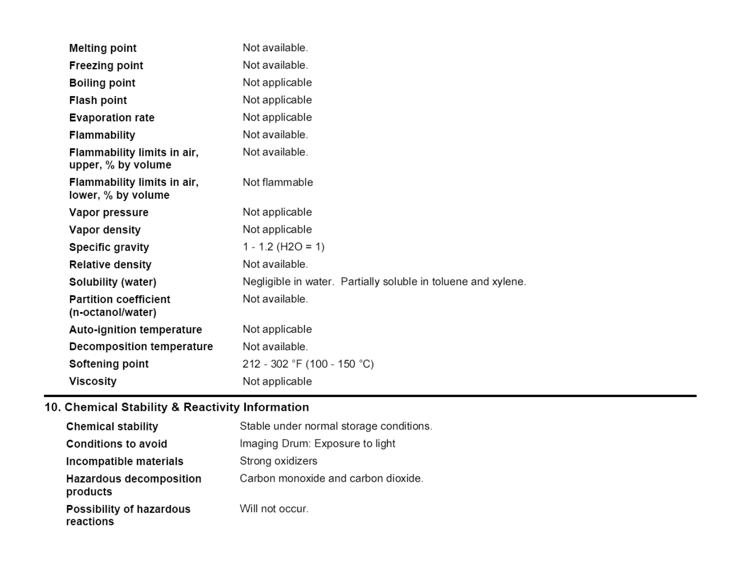| | |
|---|---|
| **Melting point** | Not available. |
| **Freezing point** | Not available. |
| **Boiling point** | Not applicable |
| **Flash point** | Not applicable |
| **Evaporation rate** | Not applicable |
| **Flammability** | Not available. |
| **Flammability limits in air, upper, % by volume** | Not available. |
| **Flammability limits in air, lower, % by volume** | Not flammable |
| **Vapor pressure** | Not applicable |
| **Vapor density** | Not applicable |
| **Specific gravity** | 1 - 1.2 ($H_2O$ = 1) |
| **Relative density** | Not available. |
| **Solubility (water)** | Negligible in water. Partially soluble in toluene and xylene. |
| **Partition coefficient (n-octanol/water)** | Not available. |
| **Auto-ignition temperature** | Not applicable |
| **Decomposition temperature** | Not available. |
| **Softening point** | 212 - 302 °F (100 - 150 °C) |
| **Viscosity** | Not applicable |

## 10. Chemical Stability & Reactivity Information

| | |
|---|---|
| **Chemical stability** | Stable under normal storage conditions. |
| **Conditions to avoid** | Imaging Drum: Exposure to light |
| **Incompatible materials** | Strong oxidizers |
| **Hazardous decomposition products** | Carbon monoxide and carbon dioxide. |
| **Possibility of hazardous reactions** | Will not occur. |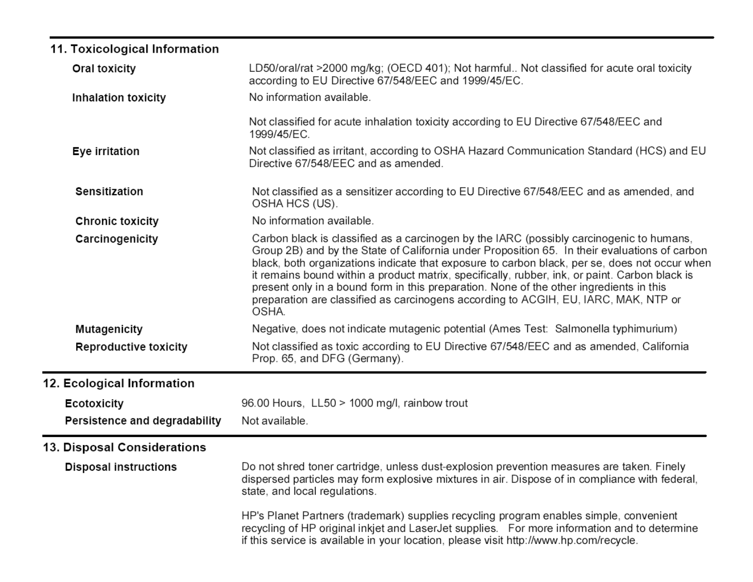## 11. Toxicological Information

| | |
|---|---|
| **Oral toxicity** | LD50/oral/rat >2000 mg/kg; (OECD 401); Not harmful.. Not classified for acute oral toxicity according to EU Directive 67/548/EEC and 1999/45/EC. |
| **Inhalation toxicity** | No information available.<br><br>Not classified for acute inhalation toxicity according to EU Directive 67/548/EEC and 1999/45/EC. |
| **Eye irritation** | Not classified as irritant, according to OSHA Hazard Communication Standard (HCS) and EU Directive 67/548/EEC and as amended. |
| **Sensitization** | Not classified as a sensitizer according to EU Directive 67/548/EEC and as amended, and OSHA HCS (US). |
| **Chronic toxicity** | No information available. |
| **Carcinogenicity** | Carbon black is classified as a carcinogen by the IARC (possibly carcinogenic to humans, Group 2B) and by the State of California under Proposition 65. In their evaluations of carbon black, both organizations indicate that exposure to carbon black, per se, does not occur when it remains bound within a product matrix, specifically, rubber, ink, or paint. Carbon black is present only in a bound form in this preparation. None of the other ingredients in this preparation are classified as carcinogens according to ACGIH, EU, IARC, MAK, NTP or OSHA. |
| **Mutagenicity** | Negative, does not indicate mutagenic potential (Ames Test: Salmonella typhimurium) |
| **Reproductive toxicity** | Not classified as toxic according to EU Directive 67/548/EEC and as amended, California Prop. 65, and DFG (Germany). |

## 12. Ecological Information

| | |
|---|---|
| **Ecotoxicity** | 96.00 Hours, LL50 > 1000 mg/l, rainbow trout |
| **Persistence and degradability** | Not available. |

## 13. Disposal Considerations

| | |
|---|---|
| **Disposal instructions** | Do not shred toner cartridge, unless dust-explosion prevention measures are taken. Finely dispersed particles may form explosive mixtures in air. Dispose of in compliance with federal, state, and local regulations.<br><br>HP's Planet Partners (trademark) supplies recycling program enables simple, convenient recycling of HP original inkjet and LaserJet supplies. For more information and to determine if this service is available in your location, please visit http://www.hp.com/recycle. |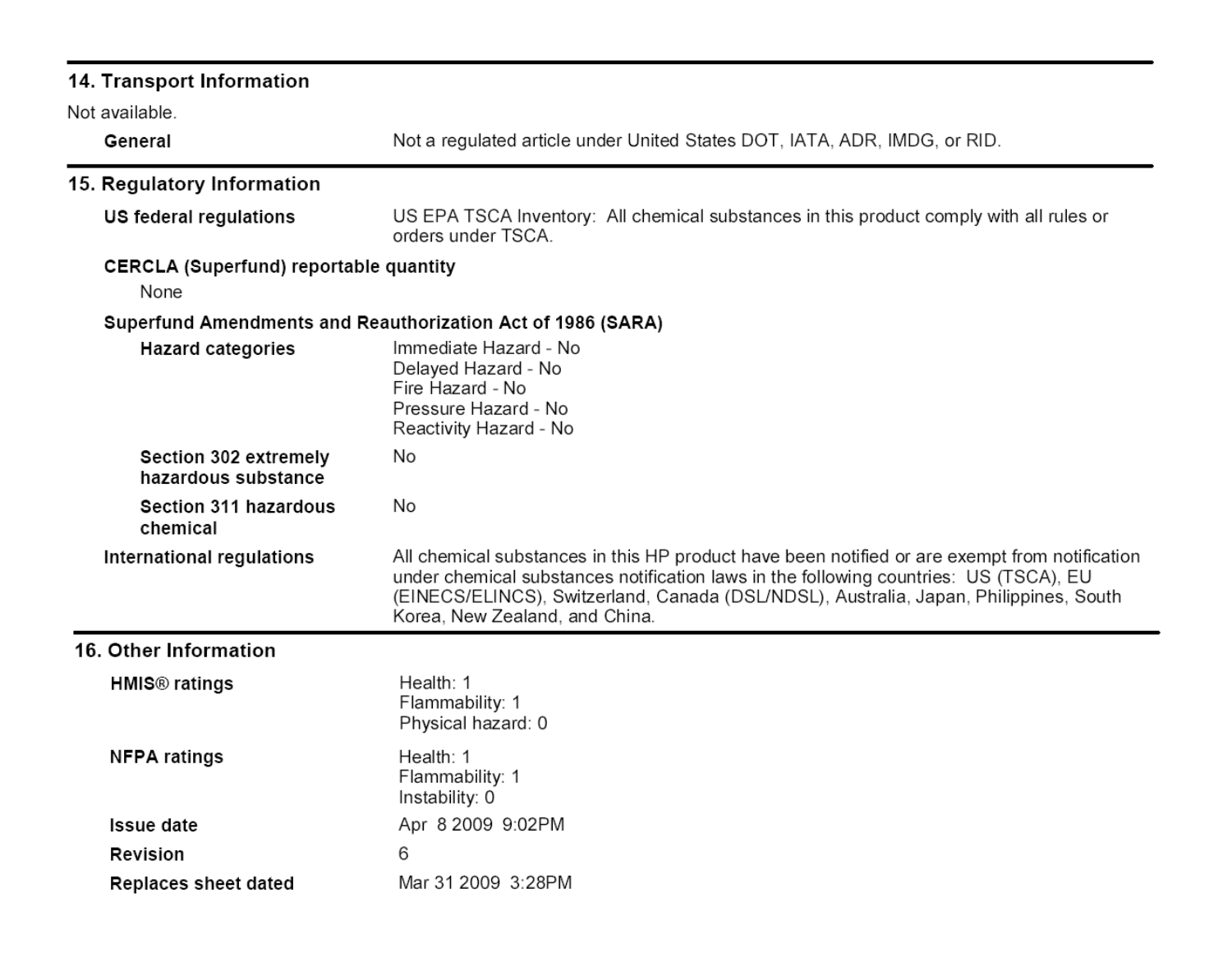## 14. Transport Information

Not available.

**General** Not a regulated article under United States DOT, IATA, ADR, IMDG, or RID.

## 15. Regulatory Information

**US federal regulations** US EPA TSCA Inventory: All chemical substances in this product comply with all rules or orders under TSCA.

**CERCLA (Superfund) reportable quantity**

None

**Superfund Amendments and Reauthorization Act of 1986 (SARA)**

**Hazard categories**

Immediate Hazard - No
Delayed Hazard - No
Fire Hazard - No
Pressure Hazard - No
Reactivity Hazard - No

**Section 302 extremely hazardous substance** No

**Section 311 hazardous chemical** No

**International regulations** All chemical substances in this HP product have been notified or are exempt from notification under chemical substances notification laws in the following countries: US (TSCA), EU (EINECS/ELINCS), Switzerland, Canada (DSL/NDSL), Australia, Japan, Philippines, South Korea, New Zealand, and China.

## 16. Other Information

**HMIS® ratings**

Health: 1
Flammability: 1
Physical hazard: 0

**NFPA ratings**

Health: 1
Flammability: 1
Instability: 0

**Issue date** Apr 8 2009 9:02PM

**Revision** 6

**Replaces sheet dated** Mar 31 2009 3:28PM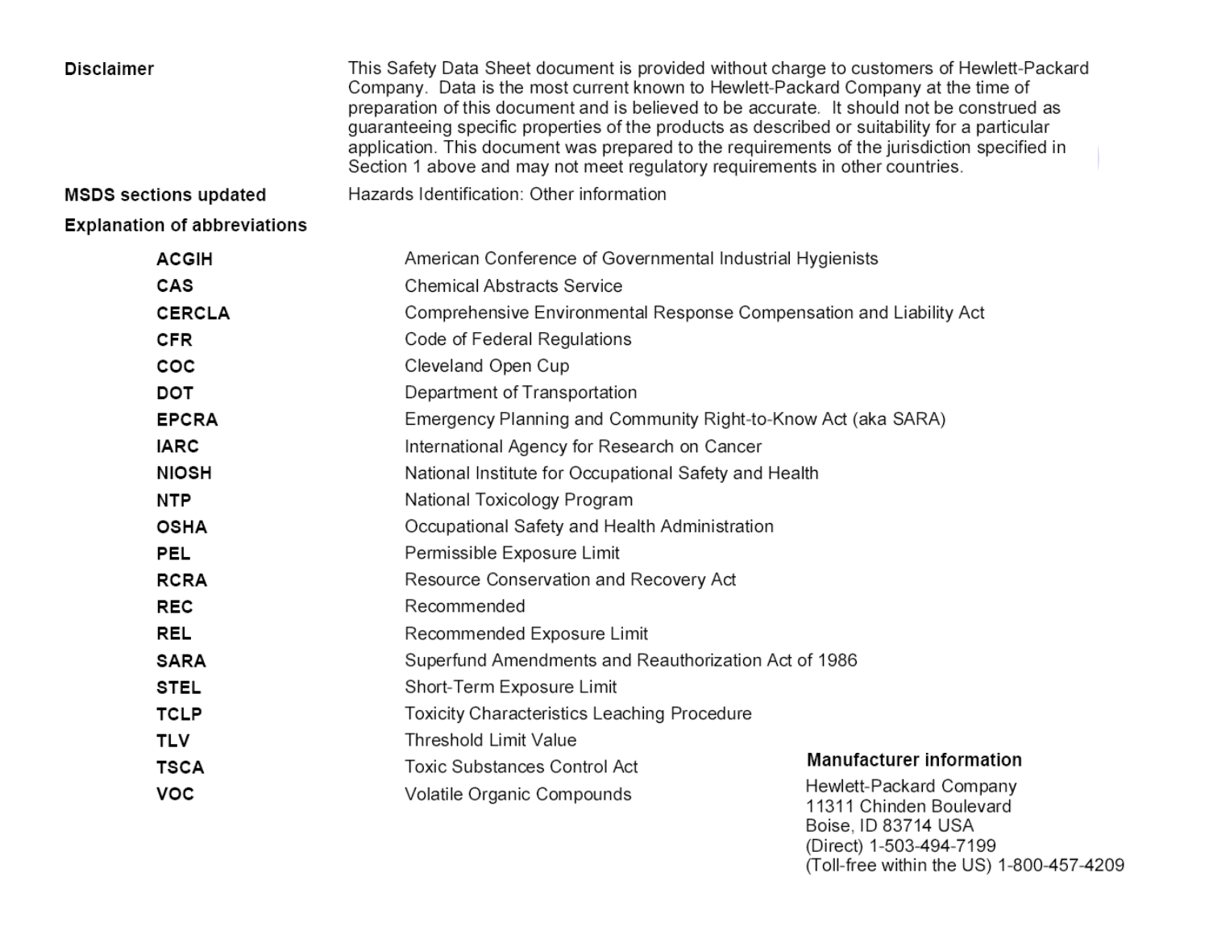**Disclaimer**

This Safety Data Sheet document is provided without charge to customers of Hewlett-Packard Company. Data is the most current known to Hewlett-Packard Company at the time of preparation of this document and is believed to be accurate. It should not be construed as guaranteeing specific properties of the products as described or suitability for a particular application. This document was prepared to the requirements of the jurisdiction specified in Section 1 above and may not meet regulatory requirements in other countries.

**MSDS sections updated**

Hazards Identification: Other information

**Explanation of abbreviations**

| | |
|---|---|
| **ACGIH** | American Conference of Governmental Industrial Hygienists |
| **CAS** | Chemical Abstracts Service |
| **CERCLA** | Comprehensive Environmental Response Compensation and Liability Act |
| **CFR** | Code of Federal Regulations |
| **COC** | Cleveland Open Cup |
| **DOT** | Department of Transportation |
| **EPCRA** | Emergency Planning and Community Right-to-Know Act (aka SARA) |
| **IARC** | International Agency for Research on Cancer |
| **NIOSH** | National Institute for Occupational Safety and Health |
| **NTP** | National Toxicology Program |
| **OSHA** | Occupational Safety and Health Administration |
| **PEL** | Permissible Exposure Limit |
| **RCRA** | Resource Conservation and Recovery Act |
| **REC** | Recommended |
| **REL** | Recommended Exposure Limit |
| **SARA** | Superfund Amendments and Reauthorization Act of 1986 |
| **STEL** | Short-Term Exposure Limit |
| **TCLP** | Toxicity Characteristics Leaching Procedure |
| **TLV** | Threshold Limit Value |
| **TSCA** | Toxic Substances Control Act |
| **VOC** | Volatile Organic Compounds |

**Manufacturer information**

Hewlett-Packard Company
11311 Chinden Boulevard
Boise, ID 83714 USA
(Direct) 1-503-494-7199
(Toll-free within the US) 1-800-457-4209